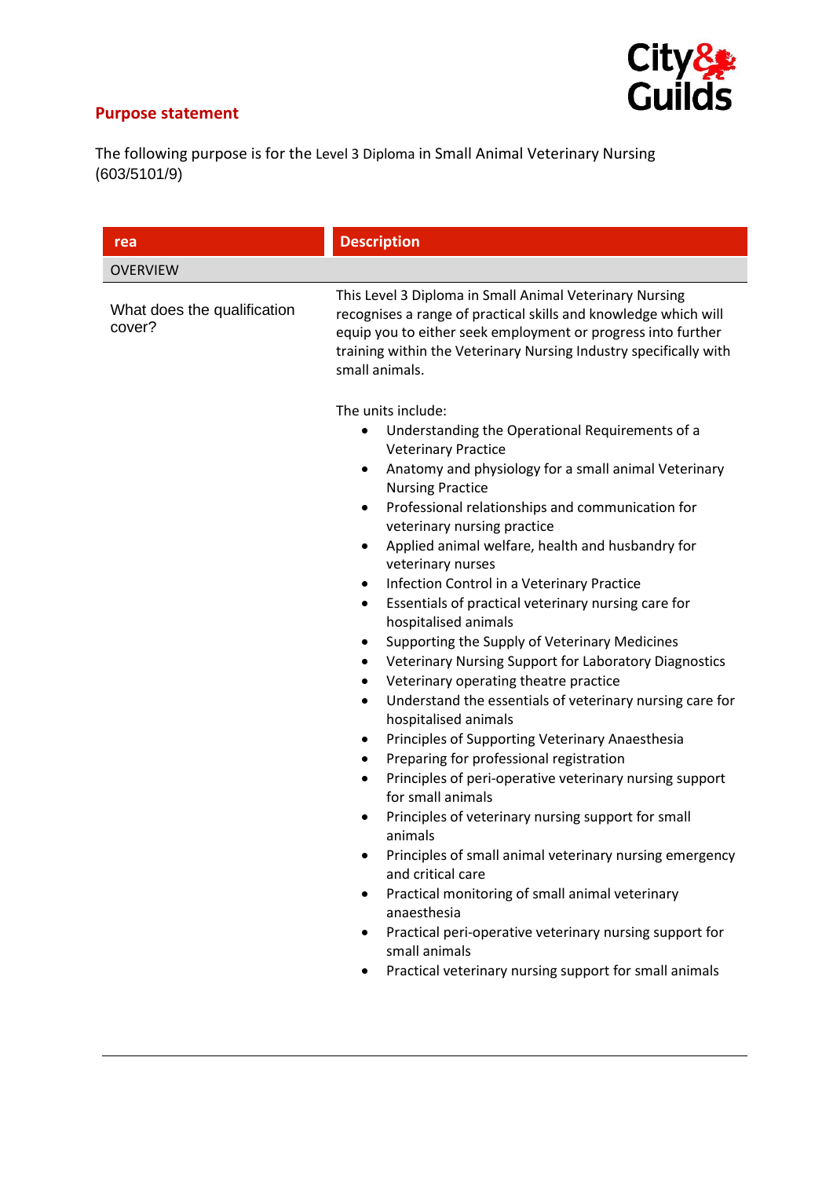## Purpose statement

The following purpose is for the Level 3 Diploma in Small Animal Veterinary Nursing (603/5101/9)

| rea | Description |
| --- | --- |
| OVERVIEW | |
| What does the qualification cover? | This Level 3 Diploma in Small Animal Veterinary Nursing recognises a range of practical skills and knowledge which will equip you to either seek employment or progress into further training within the Veterinary Nursing Industry specifically with small animals.<br><br>The units include:<br>• Understanding the Operational Requirements of a Veterinary Practice<br>• Anatomy and physiology for a small animal Veterinary Nursing Practice<br>• Professional relationships and communication for veterinary nursing practice<br>• Applied animal welfare, health and husbandry for veterinary nurses<br>• Infection Control in a Veterinary Practice<br>• Essentials of practical veterinary nursing care for hospitalised animals<br>• Supporting the Supply of Veterinary Medicines<br>• Veterinary Nursing Support for Laboratory Diagnostics<br>• Veterinary operating theatre practice<br>• Understand the essentials of veterinary nursing care for hospitalised animals<br>• Principles of Supporting Veterinary Anaesthesia<br>• Preparing for professional registration<br>• Principles of peri-operative veterinary nursing support for small animals<br>• Principles of veterinary nursing support for small animals<br>• Principles of small animal veterinary nursing emergency and critical care<br>• Practical monitoring of small animal veterinary anaesthesia<br>• Practical peri-operative veterinary nursing support for small animals<br>• Practical veterinary nursing support for small animals |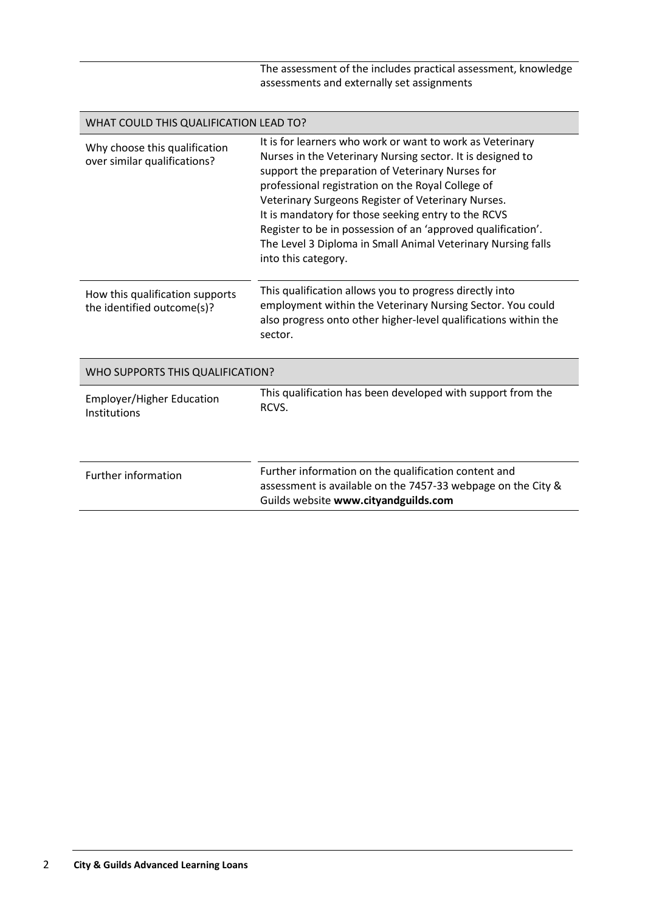| | |
|---|---|
| | The assessment of the includes practical assessment, knowledge assessments and externally set assignments |

| WHAT COULD THIS QUALIFICATION LEAD TO? | |
|---|---|
| Why choose this qualification over similar qualifications? | It is for learners who work or want to work as Veterinary Nurses in the Veterinary Nursing sector. It is designed to support the preparation of Veterinary Nurses for professional registration on the Royal College of Veterinary Surgeons Register of Veterinary Nurses. It is mandatory for those seeking entry to the RCVS Register to be in possession of an 'approved qualification'. The Level 3 Diploma in Small Animal Veterinary Nursing falls into this category. |
| How this qualification supports the identified outcome(s)? | This qualification allows you to progress directly into employment within the Veterinary Nursing Sector. You could also progress onto other higher-level qualifications within the sector. |

| WHO SUPPORTS THIS QUALIFICATION? | |
|---|---|
| Employer/Higher Education Institutions | This qualification has been developed with support from the RCVS. |
| Further information | Further information on the qualification content and assessment is available on the 7457-33 webpage on the City & Guilds website **www.cityandguilds.com** |